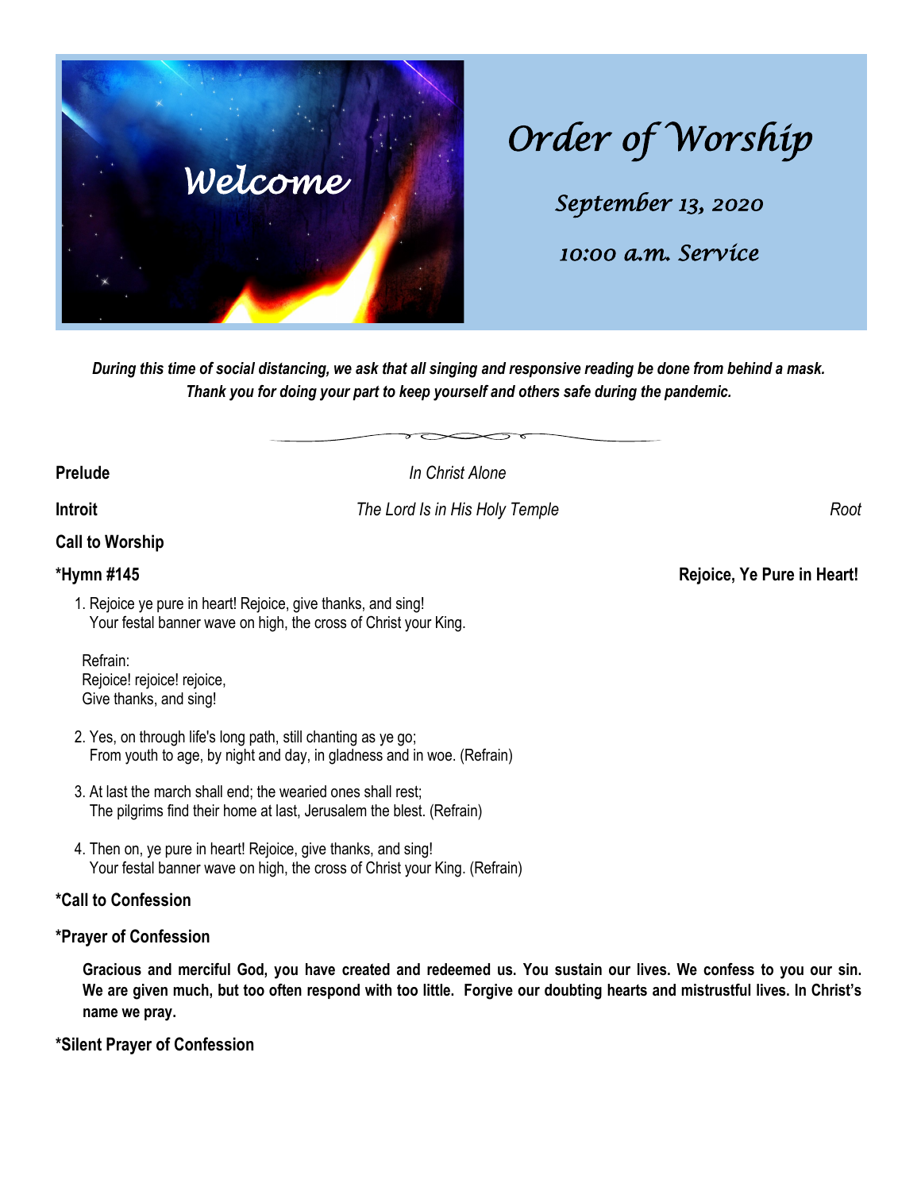Welcome

# Order of Worship

*September 13, 2020*

*10:00 a.m. Service*

***During this time of social distancing, we ask that all singing and responsive reading be done from behind a mask. Thank you for doing your part to keep yourself and others safe during the pandemic.***

**Prelude** *In Christ Alone*

**Introit** *The Lord Is in His Holy Temple* *Root*

**Call to Worship**

**\*Hymn #145** **Rejoice, Ye Pure in Heart!**

1. Rejoice ye pure in heart! Rejoice, give thanks, and sing!
   Your festal banner wave on high, the cross of Christ your King.

   Refrain:
   Rejoice! rejoice! rejoice,
   Give thanks, and sing!

2. Yes, on through life's long path, still chanting as ye go;
   From youth to age, by night and day, in gladness and in woe. (Refrain)

3. At last the march shall end; the wearied ones shall rest;
   The pilgrims find their home at last, Jerusalem the blest. (Refrain)

4. Then on, ye pure in heart! Rejoice, give thanks, and sing!
   Your festal banner wave on high, the cross of Christ your King. (Refrain)

**\*Call to Confession**

**\*Prayer of Confession**

**Gracious and merciful God, you have created and redeemed us. You sustain our lives. We confess to you our sin. We are given much, but too often respond with too little. Forgive our doubting hearts and mistrustful lives. In Christ's name we pray.**

**\*Silent Prayer of Confession**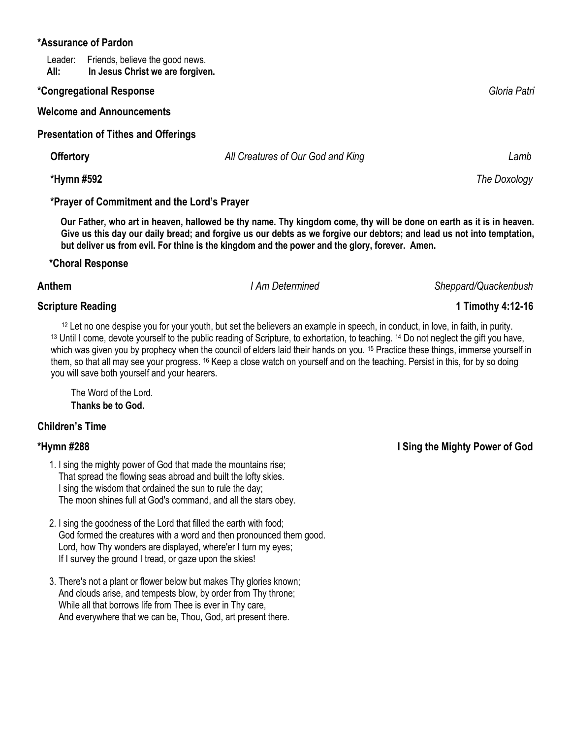**\*Assurance of Pardon**

Leader: Friends, believe the good news.
**All: In Jesus Christ we are forgiven.**

**\*Congregational Response** *Gloria Patri*

**Welcome and Announcements**

**Presentation of Tithes and Offerings**

**Offertory** *All Creatures of Our God and King* *Lamb*

**\*Hymn #592** *The Doxology*

**\*Prayer of Commitment and the Lord's Prayer**

**Our Father, who art in heaven, hallowed be thy name. Thy kingdom come, thy will be done on earth as it is in heaven. Give us this day our daily bread; and forgive us our debts as we forgive our debtors; and lead us not into temptation, but deliver us from evil. For thine is the kingdom and the power and the glory, forever. Amen.**

**\*Choral Response**

**Anthem** *I Am Determined* *Sheppard/Quackenbush*

**Scripture Reading** **1 Timothy 4:12-16**

[12] Let no one despise you for your youth, but set the believers an example in speech, in conduct, in love, in faith, in purity. [13] Until I come, devote yourself to the public reading of Scripture, to exhortation, to teaching. [14] Do not neglect the gift you have, which was given you by prophecy when the council of elders laid their hands on you. [15] Practice these things, immerse yourself in them, so that all may see your progress. [16] Keep a close watch on yourself and on the teaching. Persist in this, for by so doing you will save both yourself and your hearers.

The Word of the Lord.
**Thanks be to God.**

**Children's Time**

**\*Hymn #288** **I Sing the Mighty Power of God**

1. I sing the mighty power of God that made the mountains rise;
   That spread the flowing seas abroad and built the lofty skies.
   I sing the wisdom that ordained the sun to rule the day;
   The moon shines full at God's command, and all the stars obey.

2. I sing the goodness of the Lord that filled the earth with food;
   God formed the creatures with a word and then pronounced them good.
   Lord, how Thy wonders are displayed, where'er I turn my eyes;
   If I survey the ground I tread, or gaze upon the skies!

3. There's not a plant or flower below but makes Thy glories known;
   And clouds arise, and tempests blow, by order from Thy throne;
   While all that borrows life from Thee is ever in Thy care,
   And everywhere that we can be, Thou, God, art present there.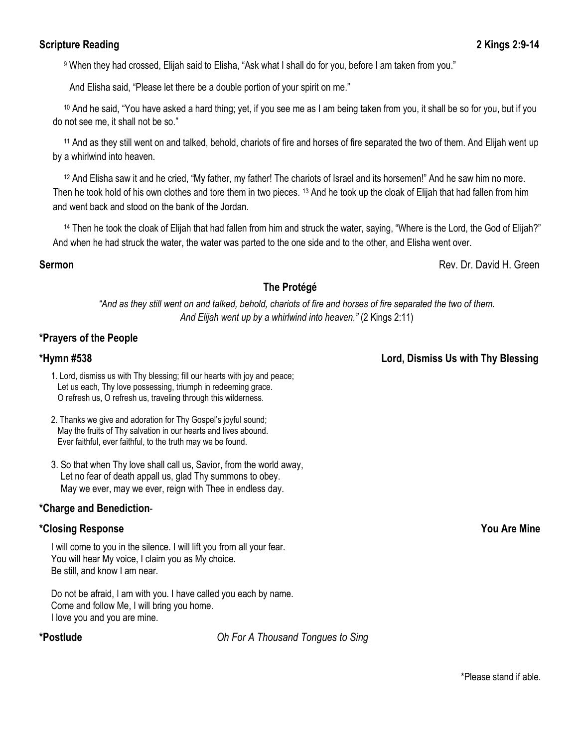**Scripture Reading** **2 Kings 2:9-14**

[9] When they had crossed, Elijah said to Elisha, "Ask what I shall do for you, before I am taken from you."

And Elisha said, "Please let there be a double portion of your spirit on me."

[10] And he said, "You have asked a hard thing; yet, if you see me as I am being taken from you, it shall be so for you, but if you do not see me, it shall not be so."

[11] And as they still went on and talked, behold, chariots of fire and horses of fire separated the two of them. And Elijah went up by a whirlwind into heaven.

[12] And Elisha saw it and he cried, "My father, my father! The chariots of Israel and its horsemen!" And he saw him no more. Then he took hold of his own clothes and tore them in two pieces. [13] And he took up the cloak of Elijah that had fallen from him and went back and stood on the bank of the Jordan.

[14] Then he took the cloak of Elijah that had fallen from him and struck the water, saying, "Where is the Lord, the God of Elijah?" And when he had struck the water, the water was parted to the one side and to the other, and Elisha went over.

**Sermon** Rev. Dr. David H. Green

**The Protégé**

*"And as they still went on and talked, behold, chariots of fire and horses of fire separated the two of them. And Elijah went up by a whirlwind into heaven."* (2 Kings 2:11)

**\*Prayers of the People**

**\*Hymn #538** **Lord, Dismiss Us with Thy Blessing**

1. Lord, dismiss us with Thy blessing; fill our hearts with joy and peace;
   Let us each, Thy love possessing, triumph in redeeming grace.
   O refresh us, O refresh us, traveling through this wilderness.

2. Thanks we give and adoration for Thy Gospel's joyful sound;
   May the fruits of Thy salvation in our hearts and lives abound.
   Ever faithful, ever faithful, to the truth may we be found.

3. So that when Thy love shall call us, Savior, from the world away,
   Let no fear of death appall us, glad Thy summons to obey.
   May we ever, may we ever, reign with Thee in endless day.

**\*Charge and Benediction**-

**\*Closing Response** **You Are Mine**

I will come to you in the silence. I will lift you from all your fear.
You will hear My voice, I claim you as My choice.
Be still, and know I am near.

Do not be afraid, I am with you. I have called you each by name.
Come and follow Me, I will bring you home.
I love you and you are mine.

**\*Postlude** *Oh For A Thousand Tongues to Sing*

\*Please stand if able.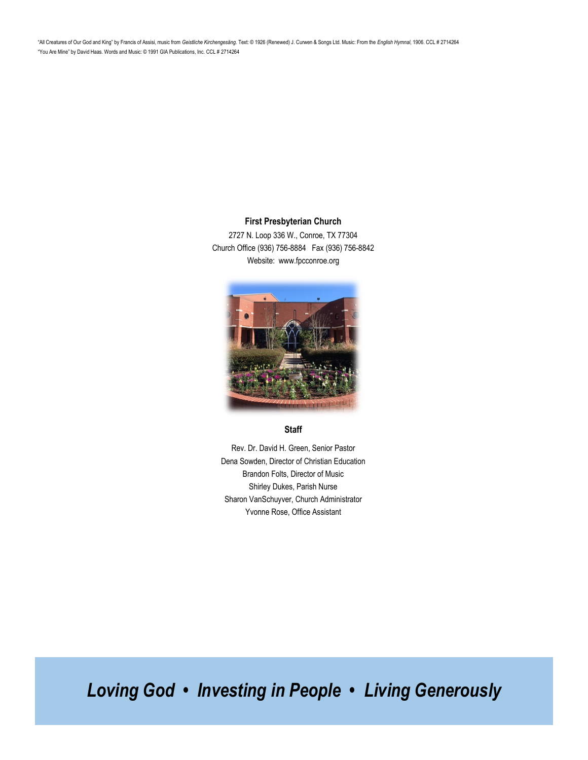"All Creatures of Our God and King" by Francis of Assisi, music from *Geistliche Kirchengesäng*. Text: © 1926 (Renewed) J. Curwen & Songs Ltd. Music: From the *English Hymnal*, 1906. CCL # 2714264

"You Are Mine" by David Haas. Words and Music: © 1991 GIA Publications, Inc. CCL # 2714264

**First Presbyterian Church**

2727 N. Loop 336 W., Conroe, TX 77304

Church Office (936) 756-8884 Fax (936) 756-8842

Website: www.fpcconroe.org

**Staff**

Rev. Dr. David H. Green, Senior Pastor

Dena Sowden, Director of Christian Education

Brandon Folts, Director of Music

Shirley Dukes, Parish Nurse

Sharon VanSchuyver, Church Administrator

Yvonne Rose, Office Assistant

***Loving God • Investing in People • Living Generously***